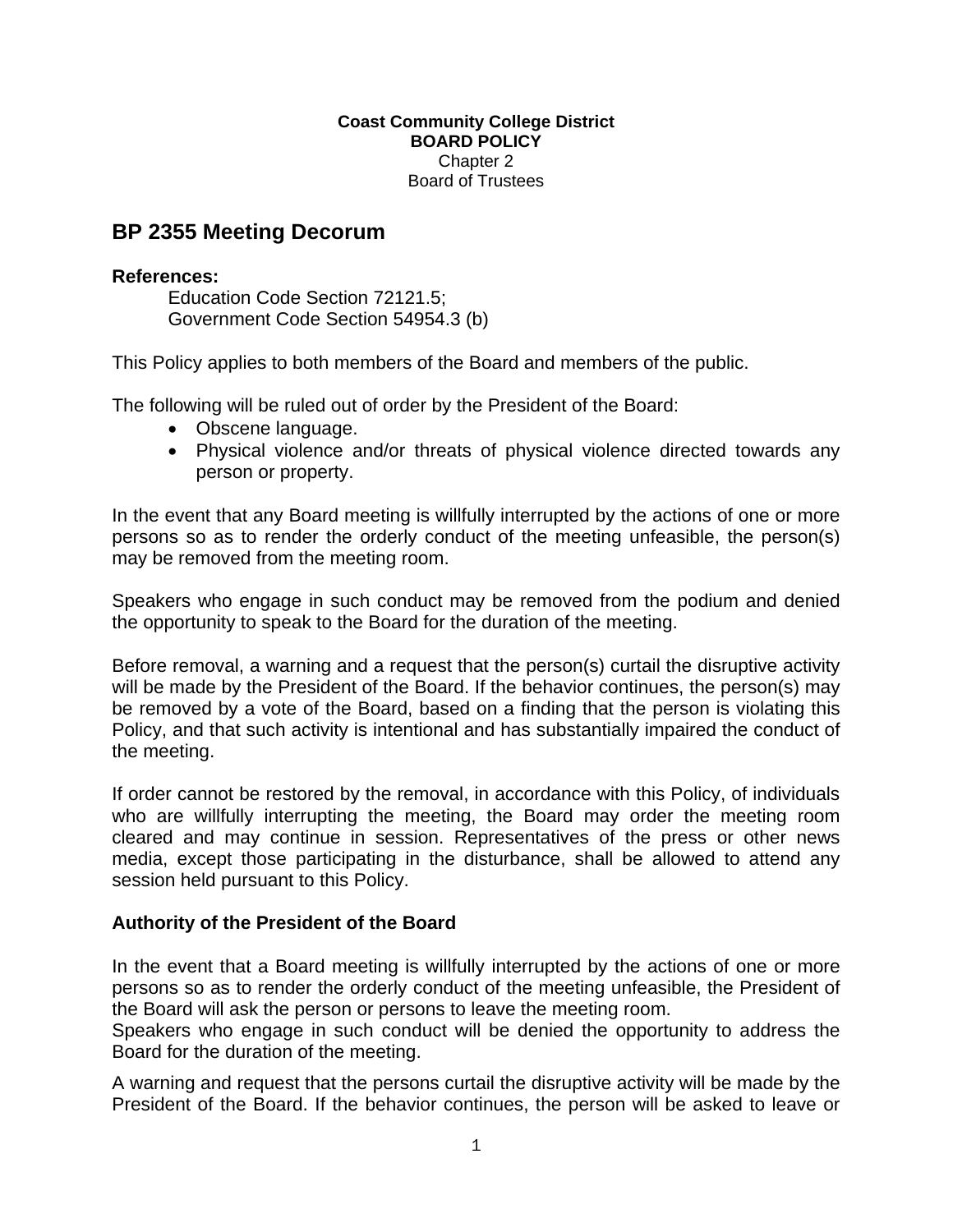**Coast Community College District**
**BOARD POLICY**
Chapter 2
Board of Trustees

# BP 2355 Meeting Decorum

**References:**

Education Code Section 72121.5;
Government Code Section 54954.3 (b)

This Policy applies to both members of the Board and members of the public.

The following will be ruled out of order by the President of the Board:

- Obscene language.
- Physical violence and/or threats of physical violence directed towards any person or property.

In the event that any Board meeting is willfully interrupted by the actions of one or more persons so as to render the orderly conduct of the meeting unfeasible, the person(s) may be removed from the meeting room.

Speakers who engage in such conduct may be removed from the podium and denied the opportunity to speak to the Board for the duration of the meeting.

Before removal, a warning and a request that the person(s) curtail the disruptive activity will be made by the President of the Board. If the behavior continues, the person(s) may be removed by a vote of the Board, based on a finding that the person is violating this Policy, and that such activity is intentional and has substantially impaired the conduct of the meeting.

If order cannot be restored by the removal, in accordance with this Policy, of individuals who are willfully interrupting the meeting, the Board may order the meeting room cleared and may continue in session. Representatives of the press or other news media, except those participating in the disturbance, shall be allowed to attend any session held pursuant to this Policy.

**Authority of the President of the Board**

In the event that a Board meeting is willfully interrupted by the actions of one or more persons so as to render the orderly conduct of the meeting unfeasible, the President of the Board will ask the person or persons to leave the meeting room.
Speakers who engage in such conduct will be denied the opportunity to address the Board for the duration of the meeting.

A warning and request that the persons curtail the disruptive activity will be made by the President of the Board. If the behavior continues, the person will be asked to leave or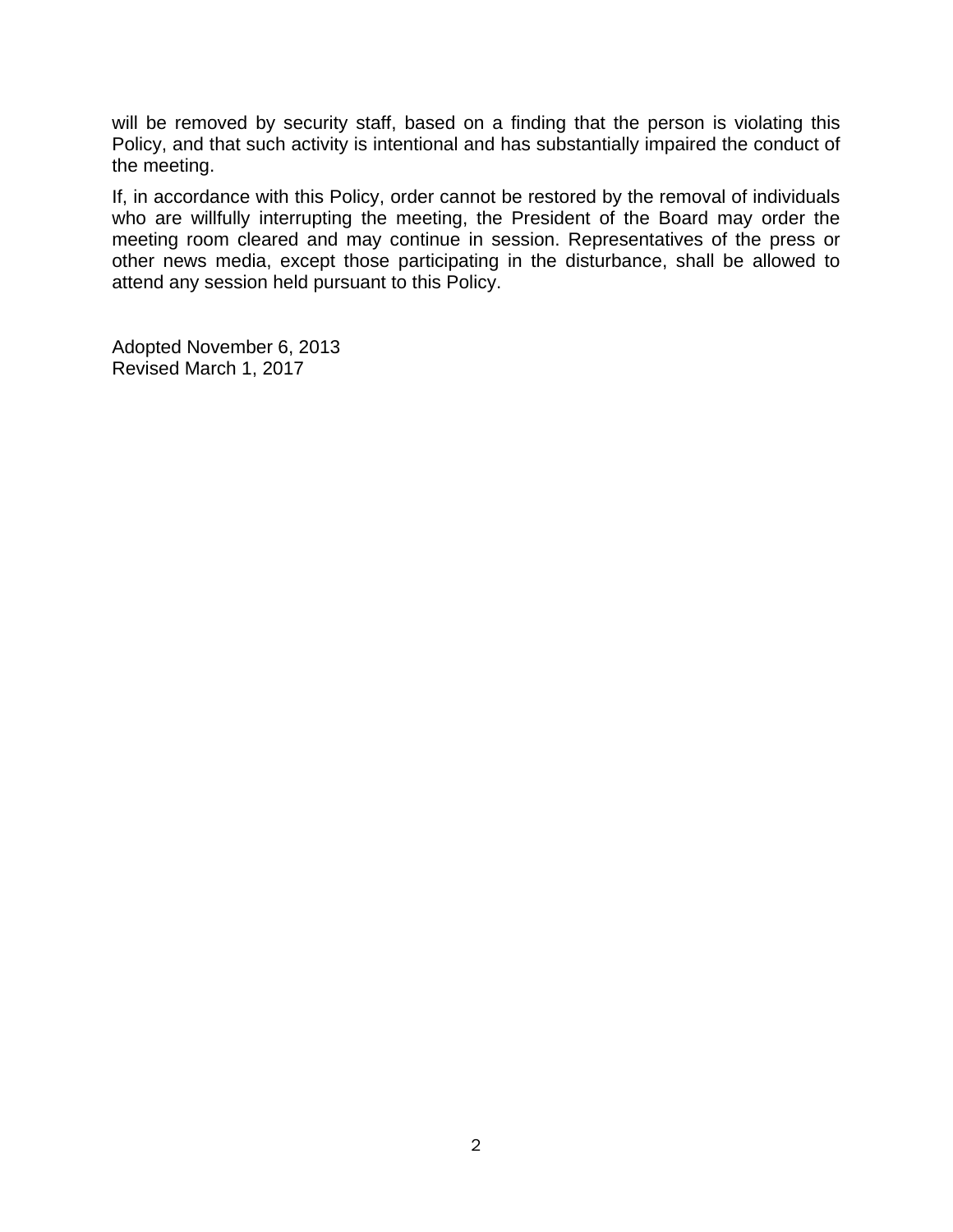will be removed by security staff, based on a finding that the person is violating this Policy, and that such activity is intentional and has substantially impaired the conduct of the meeting.

If, in accordance with this Policy, order cannot be restored by the removal of individuals who are willfully interrupting the meeting, the President of the Board may order the meeting room cleared and may continue in session. Representatives of the press or other news media, except those participating in the disturbance, shall be allowed to attend any session held pursuant to this Policy.

Adopted November 6, 2013
Revised March 1, 2017